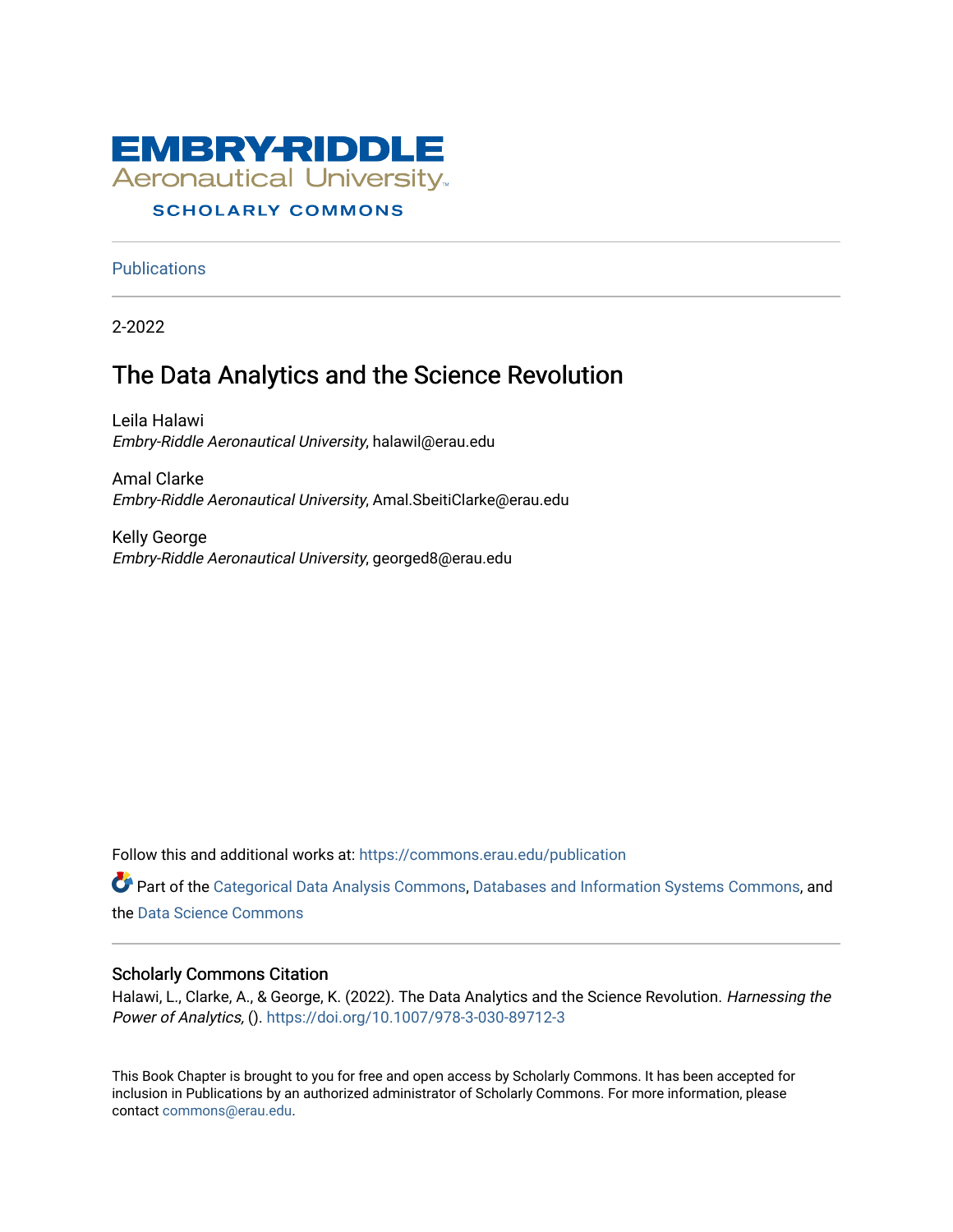EMBRY-RIDDLE
Aeronautical University
SCHOLARLY COMMONS

Publications

2-2022

# The Data Analytics and the Science Revolution

Leila Halawi
*Embry-Riddle Aeronautical University*, halawil@erau.edu

Amal Clarke
*Embry-Riddle Aeronautical University*, Amal.SbeitiClarke@erau.edu

Kelly George
*Embry-Riddle Aeronautical University*, georged8@erau.edu

Follow this and additional works at: https://commons.erau.edu/publication

Part of the Categorical Data Analysis Commons, Databases and Information Systems Commons, and the Data Science Commons

## Scholarly Commons Citation

Halawi, L., Clarke, A., & George, K. (2022). The Data Analytics and the Science Revolution. *Harnessing the Power of Analytics,* (). https://doi.org/10.1007/978-3-030-89712-3

This Book Chapter is brought to you for free and open access by Scholarly Commons. It has been accepted for inclusion in Publications by an authorized administrator of Scholarly Commons. For more information, please contact commons@erau.edu.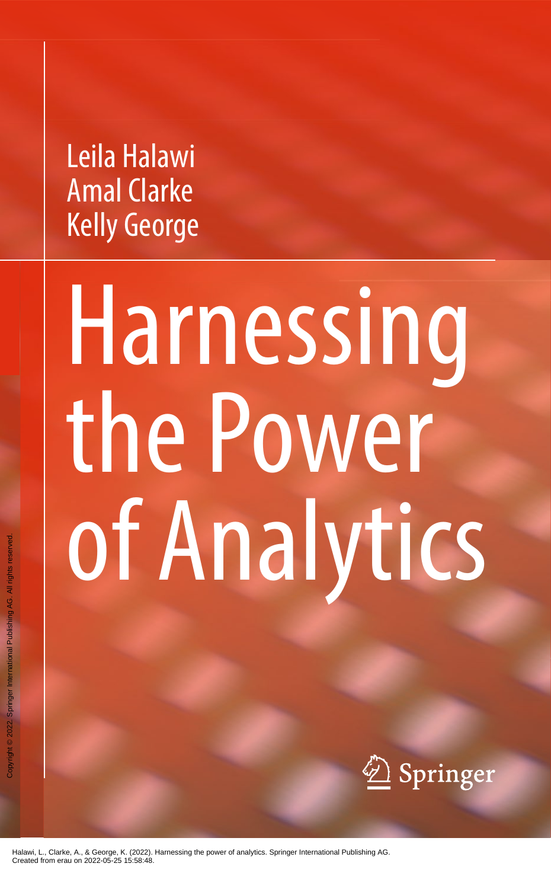Leila Halawi
Amal Clarke
Kelly George

# Harnessing the Power of Analytics

Springer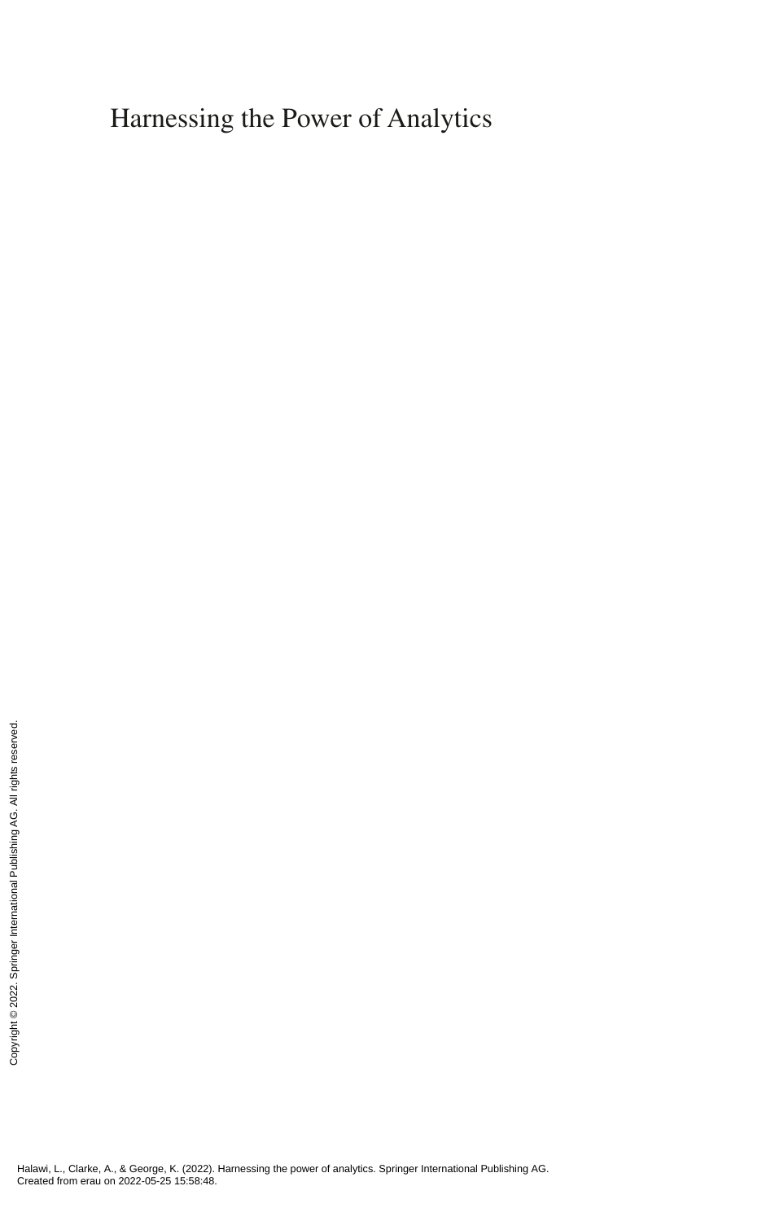# Harnessing the Power of Analytics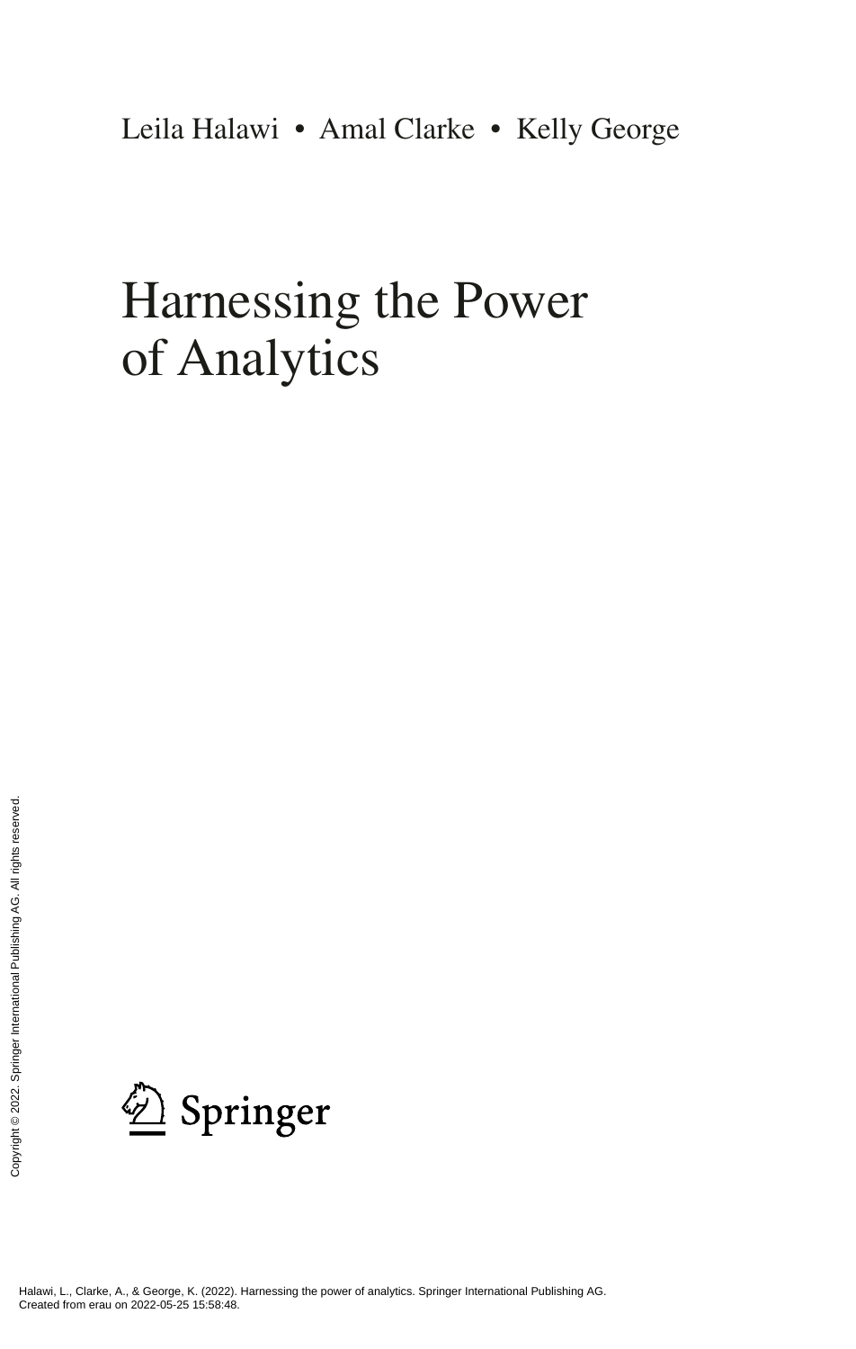Leila Halawi • Amal Clarke • Kelly George

# Harnessing the Power of Analytics

Springer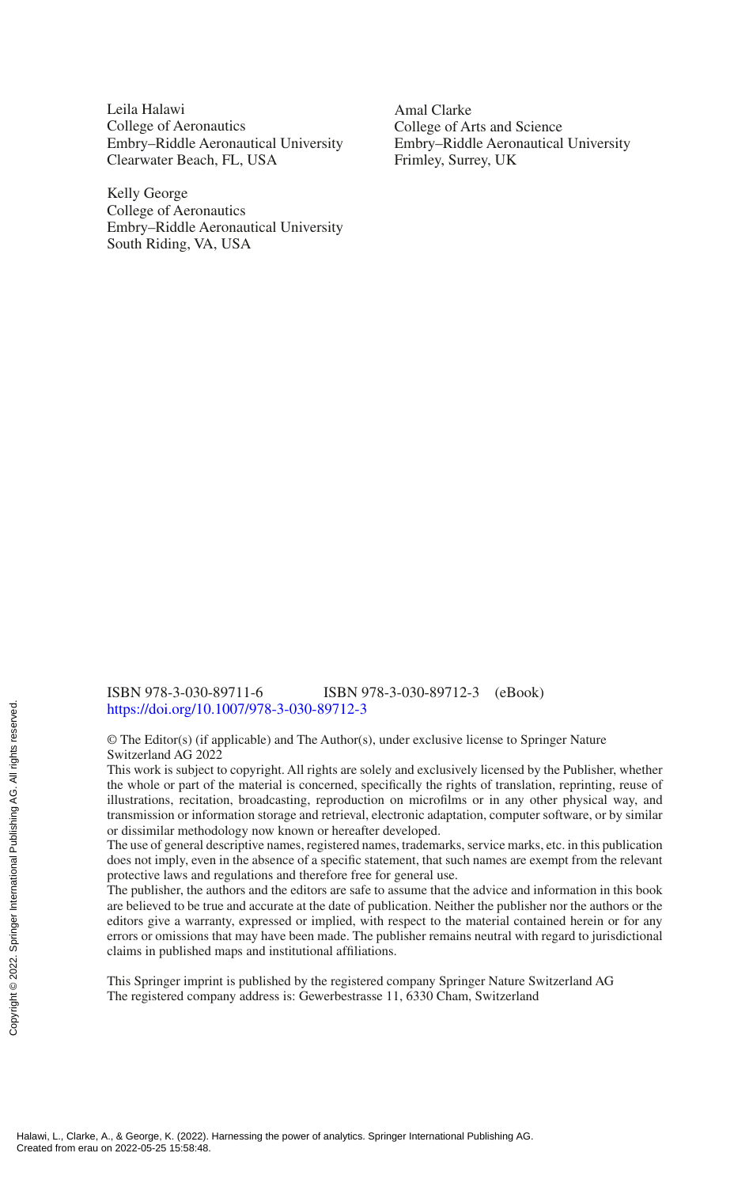Leila Halawi
College of Aeronautics
Embry–Riddle Aeronautical University
Clearwater Beach, FL, USA

Amal Clarke
College of Arts and Science
Embry–Riddle Aeronautical University
Frimley, Surrey, UK

Kelly George
College of Aeronautics
Embry–Riddle Aeronautical University
South Riding, VA, USA

ISBN 978-3-030-89711-6 ISBN 978-3-030-89712-3 (eBook)
https://doi.org/10.1007/978-3-030-89712-3

© The Editor(s) (if applicable) and The Author(s), under exclusive license to Springer Nature Switzerland AG 2022

This work is subject to copyright. All rights are solely and exclusively licensed by the Publisher, whether the whole or part of the material is concerned, specifically the rights of translation, reprinting, reuse of illustrations, recitation, broadcasting, reproduction on microfilms or in any other physical way, and transmission or information storage and retrieval, electronic adaptation, computer software, or by similar or dissimilar methodology now known or hereafter developed.

The use of general descriptive names, registered names, trademarks, service marks, etc. in this publication does not imply, even in the absence of a specific statement, that such names are exempt from the relevant protective laws and regulations and therefore free for general use.

The publisher, the authors and the editors are safe to assume that the advice and information in this book are believed to be true and accurate at the date of publication. Neither the publisher nor the authors or the editors give a warranty, expressed or implied, with respect to the material contained herein or for any errors or omissions that may have been made. The publisher remains neutral with regard to jurisdictional claims in published maps and institutional affiliations.

This Springer imprint is published by the registered company Springer Nature Switzerland AG
The registered company address is: Gewerbestrasse 11, 6330 Cham, Switzerland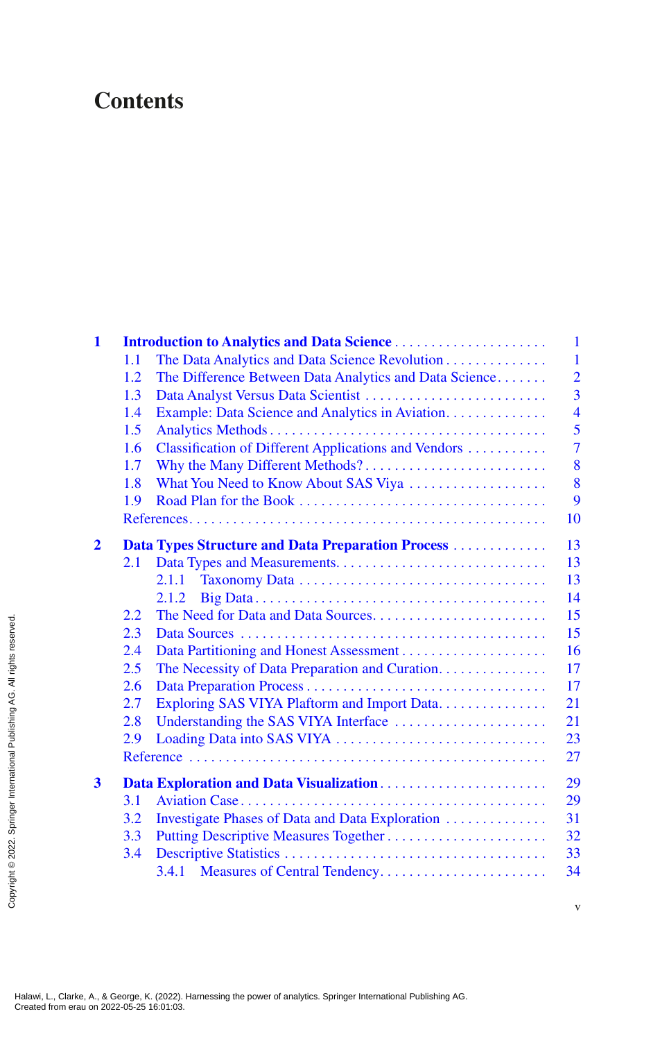# Contents

**1 Introduction to Analytics and Data Science** . . . . . . . . . . . . . . . . . . . . . 1
- 1.1 The Data Analytics and Data Science Revolution . . . . . . . . . . . . . . 1
- 1.2 The Difference Between Data Analytics and Data Science. . . . . . . 2
- 1.3 Data Analyst Versus Data Scientist . . . . . . . . . . . . . . . . . . . . . . . . . . 3
- 1.4 Example: Data Science and Analytics in Aviation. . . . . . . . . . . . . . 4
- 1.5 Analytics Methods . . . . . . . . . . . . . . . . . . . . . . . . . . . . . . . . . . . . . . 5
- 1.6 Classification of Different Applications and Vendors . . . . . . . . . . . 7
- 1.7 Why the Many Different Methods? . . . . . . . . . . . . . . . . . . . . . . . . . . 8
- 1.8 What You Need to Know About SAS Viya . . . . . . . . . . . . . . . . . . . 8
- 1.9 Road Plan for the Book . . . . . . . . . . . . . . . . . . . . . . . . . . . . . . . . . . 9
- References. . . . . . . . . . . . . . . . . . . . . . . . . . . . . . . . . . . . . . . . . . . . . . . 10

**2 Data Types Structure and Data Preparation Process** . . . . . . . . . . . . . 13
- 2.1 Data Types and Measurements. . . . . . . . . . . . . . . . . . . . . . . . . . . . . 13
  - 2.1.1 Taxonomy Data . . . . . . . . . . . . . . . . . . . . . . . . . . . . . . . . . 13
  - 2.1.2 Big Data . . . . . . . . . . . . . . . . . . . . . . . . . . . . . . . . . . . . . . . 14
- 2.2 The Need for Data and Data Sources. . . . . . . . . . . . . . . . . . . . . . . . 15
- 2.3 Data Sources . . . . . . . . . . . . . . . . . . . . . . . . . . . . . . . . . . . . . . . . . 15
- 2.4 Data Partitioning and Honest Assessment . . . . . . . . . . . . . . . . . . . . 16
- 2.5 The Necessity of Data Preparation and Curation. . . . . . . . . . . . . . . 17
- 2.6 Data Preparation Process . . . . . . . . . . . . . . . . . . . . . . . . . . . . . . . . 17
- 2.7 Exploring SAS VIYA Plaftorm and Import Data. . . . . . . . . . . . . . . 21
- 2.8 Understanding the SAS VIYA Interface . . . . . . . . . . . . . . . . . . . . . 21
- 2.9 Loading Data into SAS VIYA . . . . . . . . . . . . . . . . . . . . . . . . . . . . 23
- Reference . . . . . . . . . . . . . . . . . . . . . . . . . . . . . . . . . . . . . . . . . . . . . . 27

**3 Data Exploration and Data Visualization** . . . . . . . . . . . . . . . . . . . . . . . 29
- 3.1 Aviation Case . . . . . . . . . . . . . . . . . . . . . . . . . . . . . . . . . . . . . . . . . 29
- 3.2 Investigate Phases of Data and Data Exploration . . . . . . . . . . . . . . 31
- 3.3 Putting Descriptive Measures Together . . . . . . . . . . . . . . . . . . . . . . 32
- 3.4 Descriptive Statistics . . . . . . . . . . . . . . . . . . . . . . . . . . . . . . . . . . . . 33
  - 3.4.1 Measures of Central Tendency. . . . . . . . . . . . . . . . . . . . . . . . 34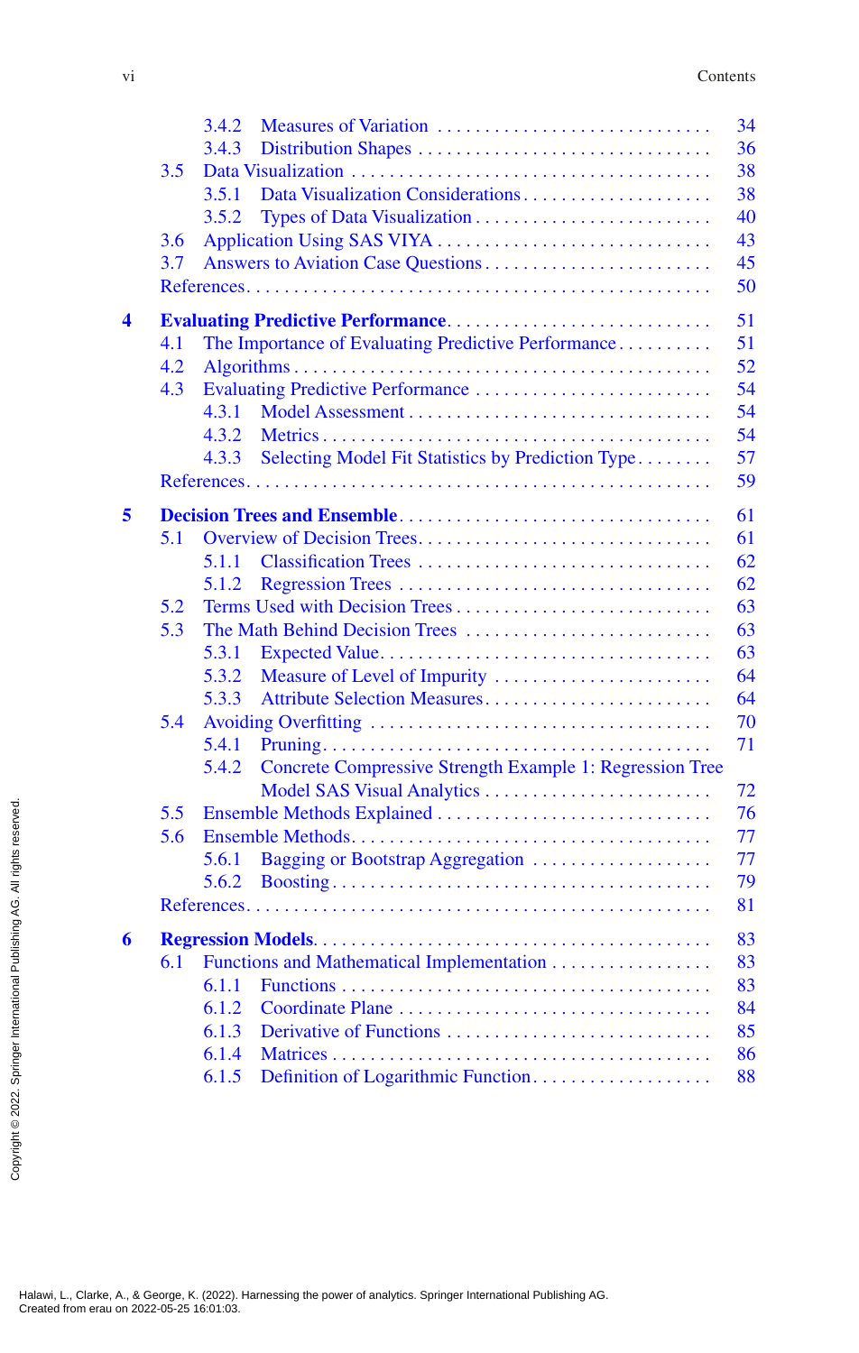- 3.4.2 Measures of Variation ... 34
- 3.4.3 Distribution Shapes ... 36
- 3.5 Data Visualization ... 38
  - 3.5.1 Data Visualization Considerations ... 38
  - 3.5.2 Types of Data Visualization ... 40
- 3.6 Application Using SAS VIYA ... 43
- 3.7 Answers to Aviation Case Questions ... 45
- References ... 50

**4 Evaluating Predictive Performance** ... 51
- 4.1 The Importance of Evaluating Predictive Performance ... 51
- 4.2 Algorithms ... 52
- 4.3 Evaluating Predictive Performance ... 54
  - 4.3.1 Model Assessment ... 54
  - 4.3.2 Metrics ... 54
  - 4.3.3 Selecting Model Fit Statistics by Prediction Type ... 57
- References ... 59

**5 Decision Trees and Ensemble** ... 61
- 5.1 Overview of Decision Trees ... 61
  - 5.1.1 Classification Trees ... 62
  - 5.1.2 Regression Trees ... 62
- 5.2 Terms Used with Decision Trees ... 63
- 5.3 The Math Behind Decision Trees ... 63
  - 5.3.1 Expected Value ... 63
  - 5.3.2 Measure of Level of Impurity ... 64
  - 5.3.3 Attribute Selection Measures ... 64
- 5.4 Avoiding Overfitting ... 70
  - 5.4.1 Pruning ... 71
  - 5.4.2 Concrete Compressive Strength Example 1: Regression Tree Model SAS Visual Analytics ... 72
- 5.5 Ensemble Methods Explained ... 76
- 5.6 Ensemble Methods ... 77
  - 5.6.1 Bagging or Bootstrap Aggregation ... 77
  - 5.6.2 Boosting ... 79
- References ... 81

**6 Regression Models** ... 83
- 6.1 Functions and Mathematical Implementation ... 83
  - 6.1.1 Functions ... 83
  - 6.1.2 Coordinate Plane ... 84
  - 6.1.3 Derivative of Functions ... 85
  - 6.1.4 Matrices ... 86
  - 6.1.5 Definition of Logarithmic Function ... 88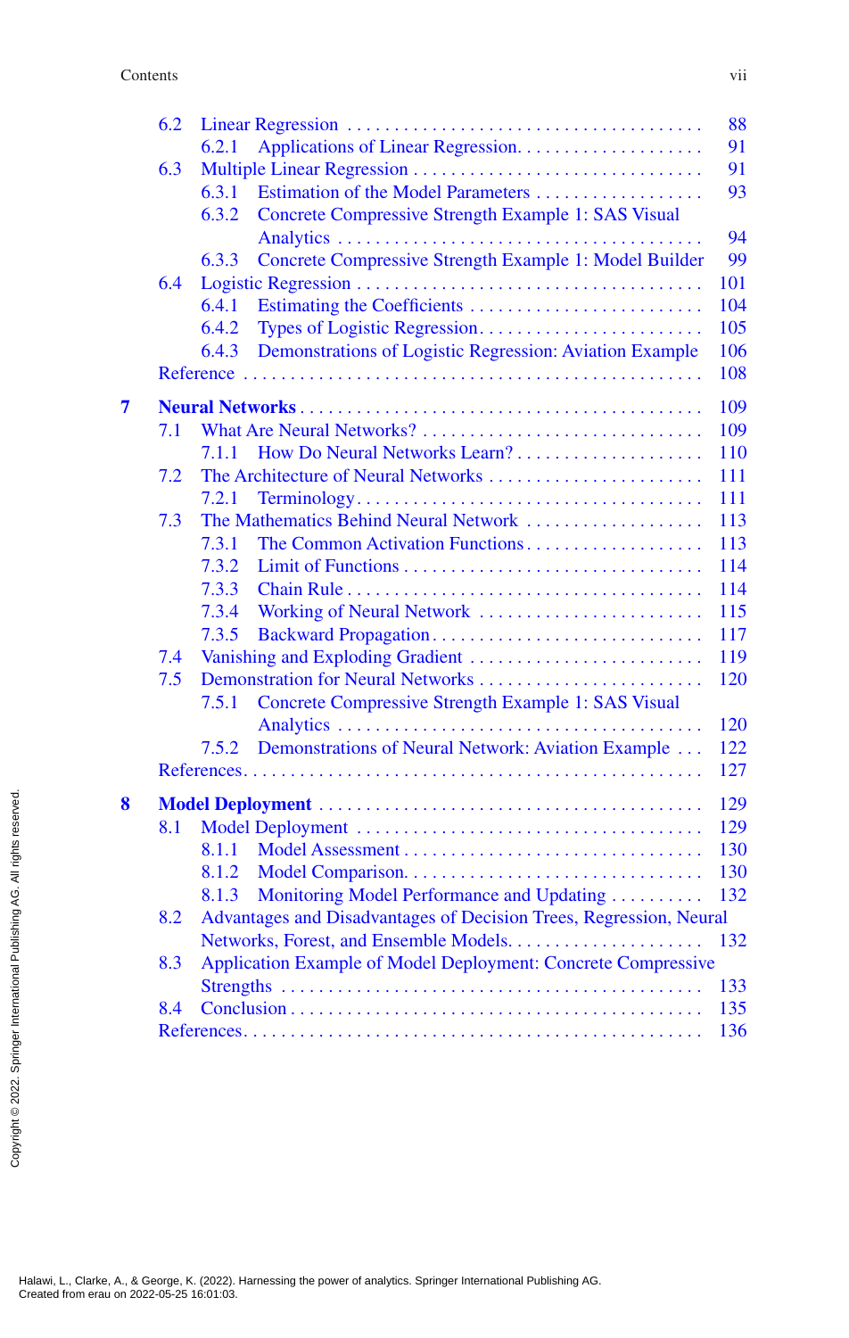6.2 Linear Regression .......... 88
  6.2.1 Applications of Linear Regression .......... 91
6.3 Multiple Linear Regression .......... 91
  6.3.1 Estimation of the Model Parameters .......... 93
  6.3.2 Concrete Compressive Strength Example 1: SAS Visual Analytics .......... 94
  6.3.3 Concrete Compressive Strength Example 1: Model Builder .......... 99
6.4 Logistic Regression .......... 101
  6.4.1 Estimating the Coefficients .......... 104
  6.4.2 Types of Logistic Regression .......... 105
  6.4.3 Demonstrations of Logistic Regression: Aviation Example .......... 106
Reference .......... 108

**7 Neural Networks** .......... 109
7.1 What Are Neural Networks? .......... 109
  7.1.1 How Do Neural Networks Learn? .......... 110
7.2 The Architecture of Neural Networks .......... 111
  7.2.1 Terminology .......... 111
7.3 The Mathematics Behind Neural Network .......... 113
  7.3.1 The Common Activation Functions .......... 113
  7.3.2 Limit of Functions .......... 114
  7.3.3 Chain Rule .......... 114
  7.3.4 Working of Neural Network .......... 115
  7.3.5 Backward Propagation .......... 117
7.4 Vanishing and Exploding Gradient .......... 119
7.5 Demonstration for Neural Networks .......... 120
  7.5.1 Concrete Compressive Strength Example 1: SAS Visual Analytics .......... 120
  7.5.2 Demonstrations of Neural Network: Aviation Example .......... 122
References .......... 127

**8 Model Deployment** .......... 129
8.1 Model Deployment .......... 129
  8.1.1 Model Assessment .......... 130
  8.1.2 Model Comparison .......... 130
  8.1.3 Monitoring Model Performance and Updating .......... 132
8.2 Advantages and Disadvantages of Decision Trees, Regression, Neural Networks, Forest, and Ensemble Models .......... 132
8.3 Application Example of Model Deployment: Concrete Compressive Strengths .......... 133
8.4 Conclusion .......... 135
References .......... 136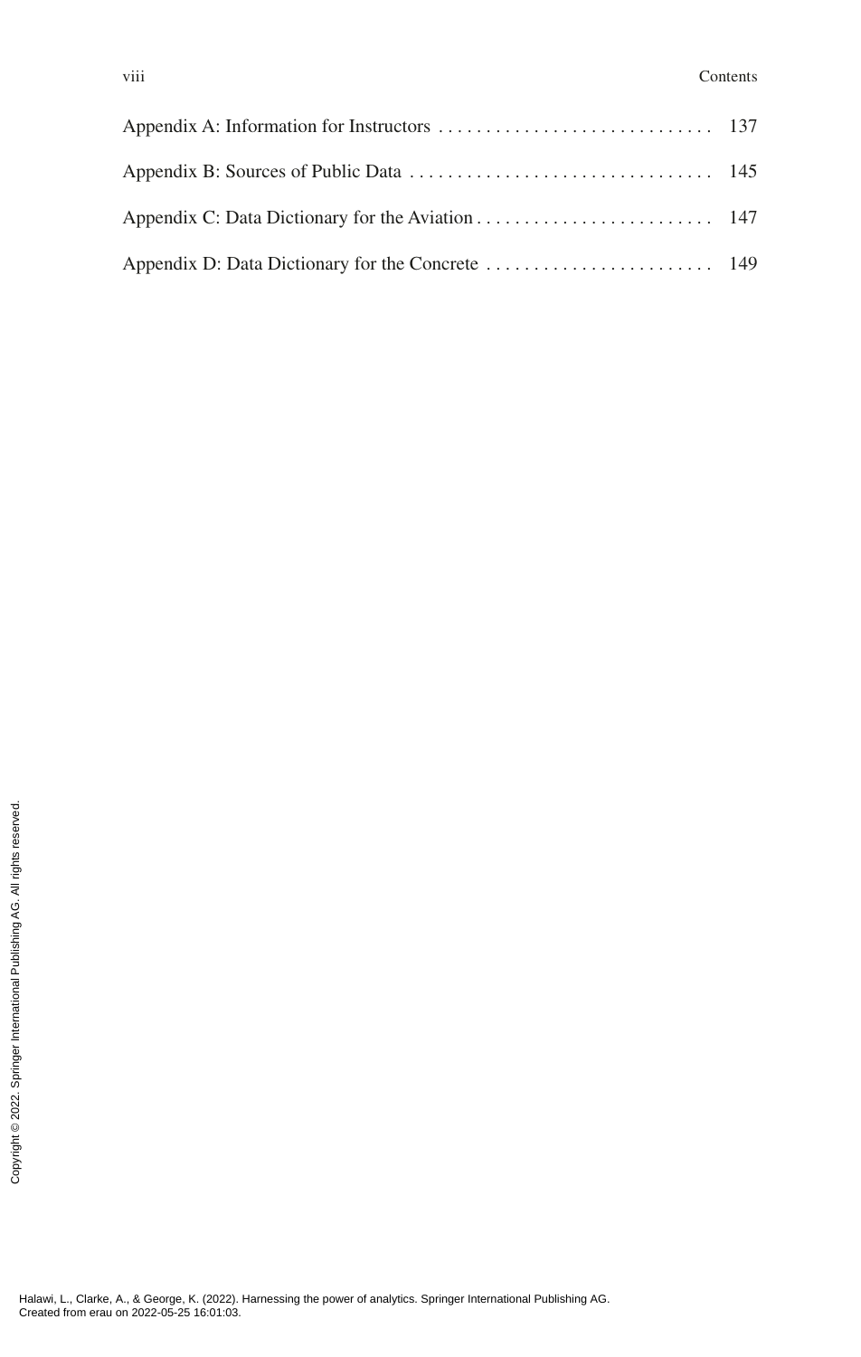Appendix A: Information for Instructors . . . . . . . . . . . . . . . . . . . . . . . . . . . . . 137

Appendix B: Sources of Public Data . . . . . . . . . . . . . . . . . . . . . . . . . . . . . . . . 145

Appendix C: Data Dictionary for the Aviation . . . . . . . . . . . . . . . . . . . . . . . . . 147

Appendix D: Data Dictionary for the Concrete . . . . . . . . . . . . . . . . . . . . . . . . 149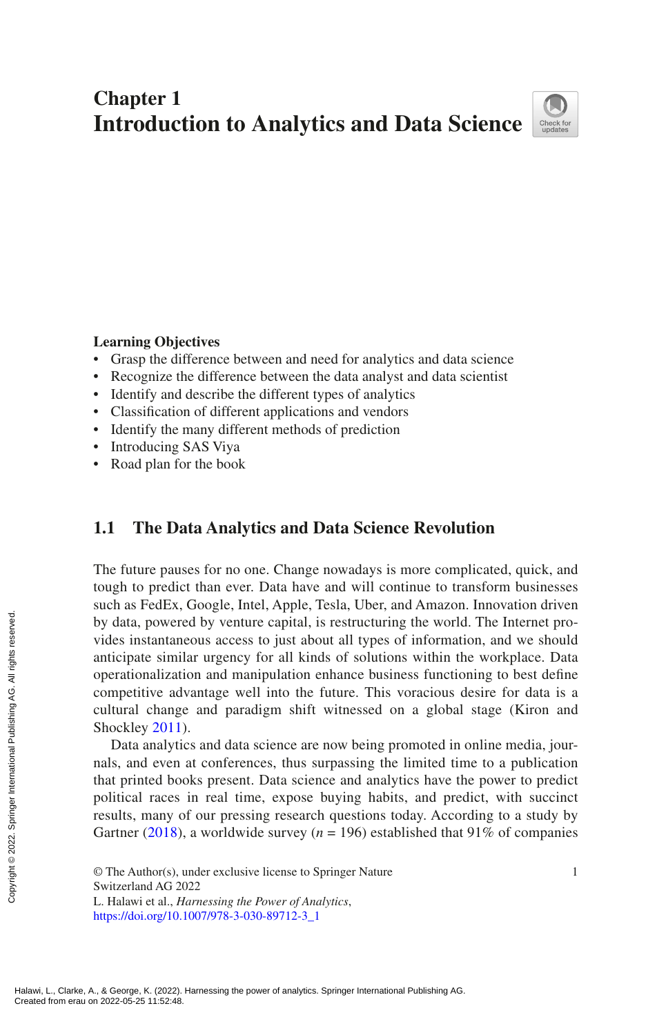# Chapter 1
# Introduction to Analytics and Data Science

**Learning Objectives**

- Grasp the difference between and need for analytics and data science
- Recognize the difference between the data analyst and data scientist
- Identify and describe the different types of analytics
- Classification of different applications and vendors
- Identify the many different methods of prediction
- Introducing SAS Viya
- Road plan for the book

## 1.1 The Data Analytics and Data Science Revolution

The future pauses for no one. Change nowadays is more complicated, quick, and tough to predict than ever. Data have and will continue to transform businesses such as FedEx, Google, Intel, Apple, Tesla, Uber, and Amazon. Innovation driven by data, powered by venture capital, is restructuring the world. The Internet provides instantaneous access to just about all types of information, and we should anticipate similar urgency for all kinds of solutions within the workplace. Data operationalization and manipulation enhance business functioning to best define competitive advantage well into the future. This voracious desire for data is a cultural change and paradigm shift witnessed on a global stage (Kiron and Shockley 2011).

Data analytics and data science are now being promoted in online media, journals, and even at conferences, thus surpassing the limited time to a publication that printed books present. Data science and analytics have the power to predict political races in real time, expose buying habits, and predict, with succinct results, many of our pressing research questions today. According to a study by Gartner (2018), a worldwide survey ($n$ = 196) established that 91% of companies

© The Author(s), under exclusive license to Springer Nature Switzerland AG 2022
L. Halawi et al., *Harnessing the Power of Analytics*,
https://doi.org/10.1007/978-3-030-89712-3_1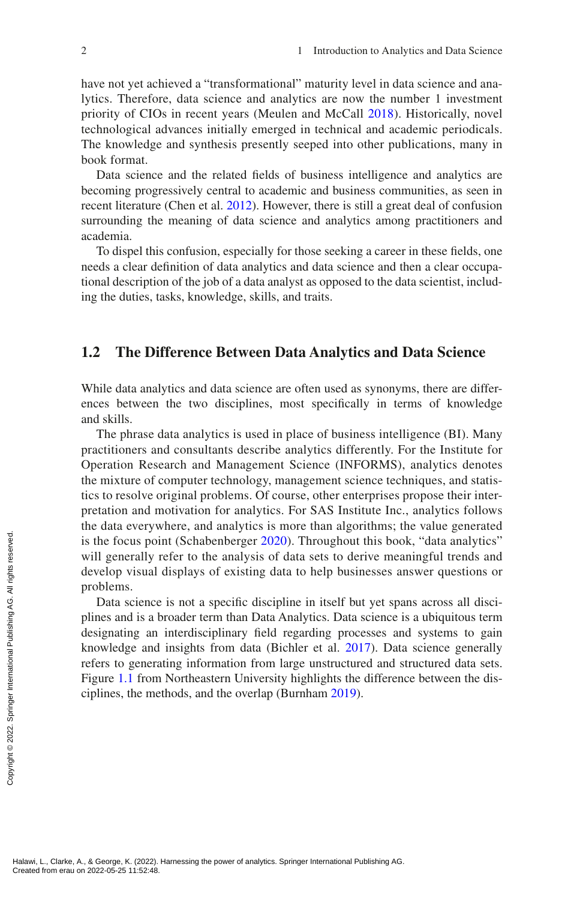have not yet achieved a "transformational" maturity level in data science and analytics. Therefore, data science and analytics are now the number 1 investment priority of CIOs in recent years (Meulen and McCall 2018). Historically, novel technological advances initially emerged in technical and academic periodicals. The knowledge and synthesis presently seeped into other publications, many in book format.

Data science and the related fields of business intelligence and analytics are becoming progressively central to academic and business communities, as seen in recent literature (Chen et al. 2012). However, there is still a great deal of confusion surrounding the meaning of data science and analytics among practitioners and academia.

To dispel this confusion, especially for those seeking a career in these fields, one needs a clear definition of data analytics and data science and then a clear occupational description of the job of a data analyst as opposed to the data scientist, including the duties, tasks, knowledge, skills, and traits.

## 1.2 The Difference Between Data Analytics and Data Science

While data analytics and data science are often used as synonyms, there are differences between the two disciplines, most specifically in terms of knowledge and skills.

The phrase data analytics is used in place of business intelligence (BI). Many practitioners and consultants describe analytics differently. For the Institute for Operation Research and Management Science (INFORMS), analytics denotes the mixture of computer technology, management science techniques, and statistics to resolve original problems. Of course, other enterprises propose their interpretation and motivation for analytics. For SAS Institute Inc., analytics follows the data everywhere, and analytics is more than algorithms; the value generated is the focus point (Schabenberger 2020). Throughout this book, "data analytics" will generally refer to the analysis of data sets to derive meaningful trends and develop visual displays of existing data to help businesses answer questions or problems.

Data science is not a specific discipline in itself but yet spans across all disciplines and is a broader term than Data Analytics. Data science is a ubiquitous term designating an interdisciplinary field regarding processes and systems to gain knowledge and insights from data (Bichler et al. 2017). Data science generally refers to generating information from large unstructured and structured data sets. Figure 1.1 from Northeastern University highlights the difference between the disciplines, the methods, and the overlap (Burnham 2019).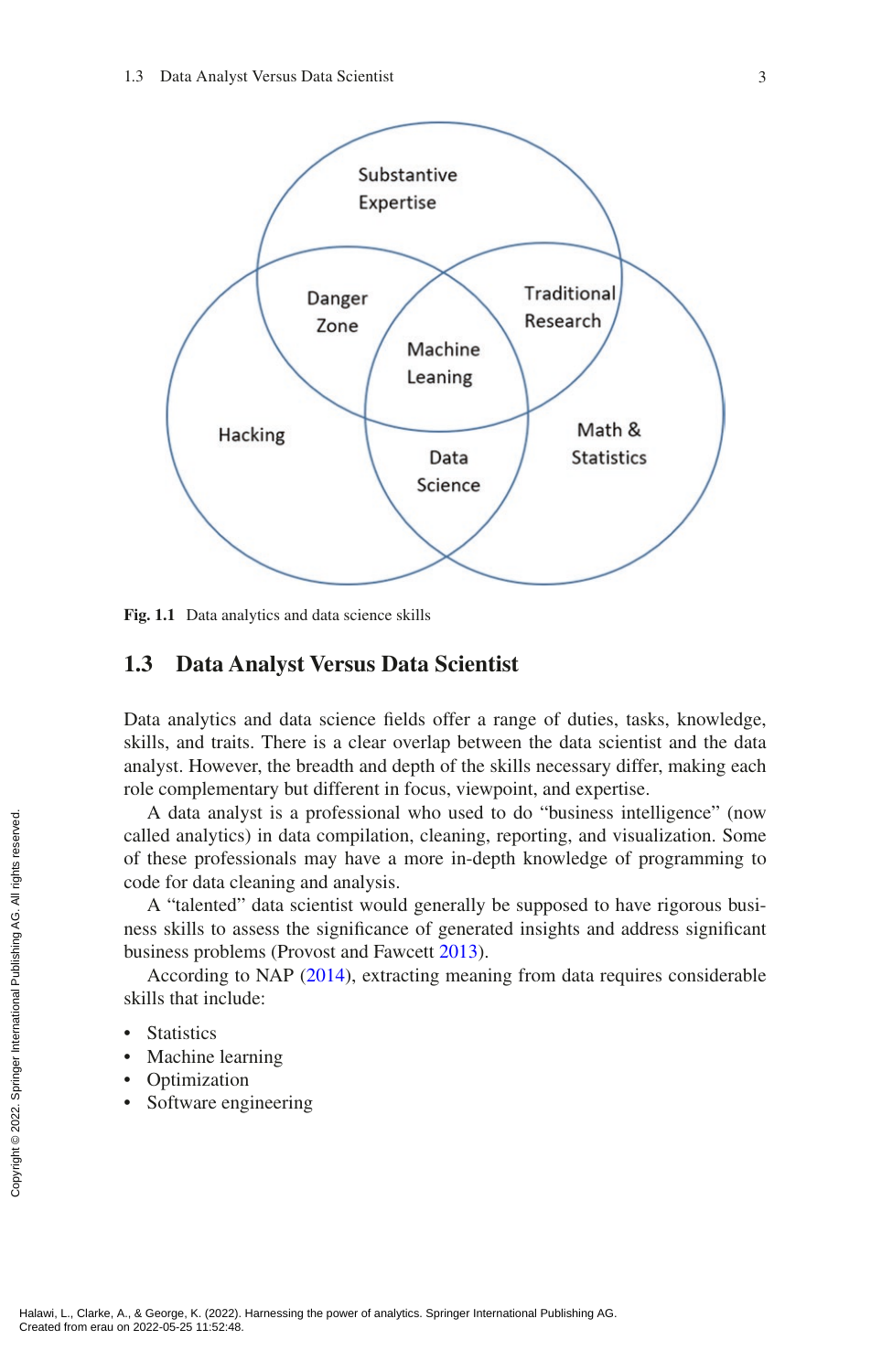Substantive Expertise

Danger Zone

Traditional Research

Machine Leaning

Hacking

Data Science

Math & Statistics

**Fig. 1.1** Data analytics and data science skills

## 1.3 Data Analyst Versus Data Scientist

Data analytics and data science fields offer a range of duties, tasks, knowledge, skills, and traits. There is a clear overlap between the data scientist and the data analyst. However, the breadth and depth of the skills necessary differ, making each role complementary but different in focus, viewpoint, and expertise.

A data analyst is a professional who used to do "business intelligence" (now called analytics) in data compilation, cleaning, reporting, and visualization. Some of these professionals may have a more in-depth knowledge of programming to code for data cleaning and analysis.

A "talented" data scientist would generally be supposed to have rigorous business skills to assess the significance of generated insights and address significant business problems (Provost and Fawcett 2013).

According to NAP (2014), extracting meaning from data requires considerable skills that include:

- Statistics
- Machine learning
- Optimization
- Software engineering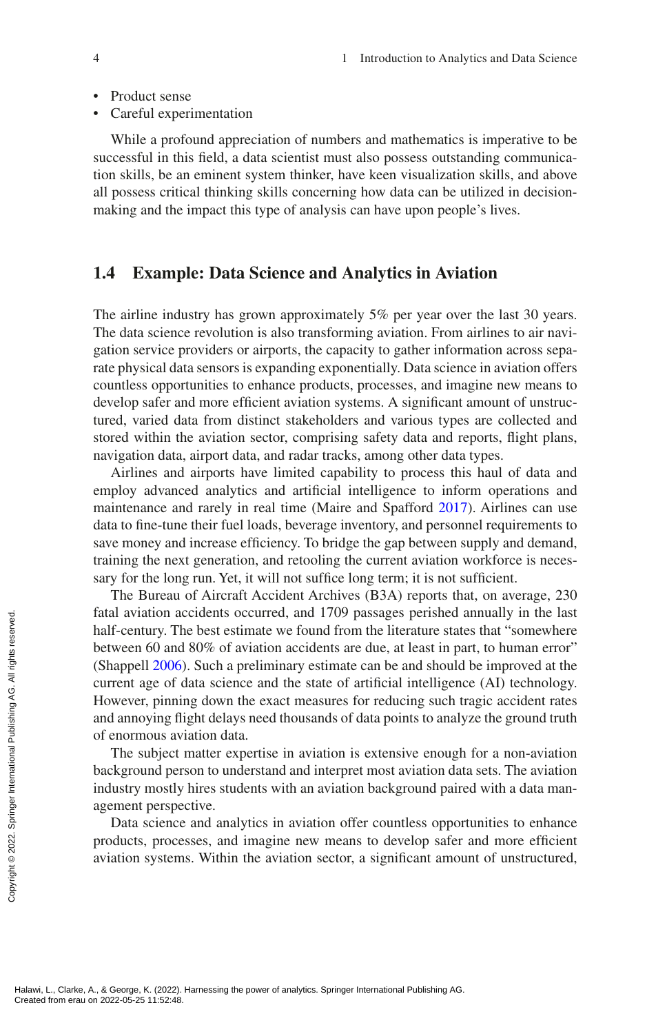- Product sense
- Careful experimentation

While a profound appreciation of numbers and mathematics is imperative to be successful in this field, a data scientist must also possess outstanding communication skills, be an eminent system thinker, have keen visualization skills, and above all possess critical thinking skills concerning how data can be utilized in decision-making and the impact this type of analysis can have upon people's lives.

## 1.4 Example: Data Science and Analytics in Aviation

The airline industry has grown approximately 5% per year over the last 30 years. The data science revolution is also transforming aviation. From airlines to air navigation service providers or airports, the capacity to gather information across separate physical data sensors is expanding exponentially. Data science in aviation offers countless opportunities to enhance products, processes, and imagine new means to develop safer and more efficient aviation systems. A significant amount of unstructured, varied data from distinct stakeholders and various types are collected and stored within the aviation sector, comprising safety data and reports, flight plans, navigation data, airport data, and radar tracks, among other data types.

Airlines and airports have limited capability to process this haul of data and employ advanced analytics and artificial intelligence to inform operations and maintenance and rarely in real time (Maire and Spafford 2017). Airlines can use data to fine-tune their fuel loads, beverage inventory, and personnel requirements to save money and increase efficiency. To bridge the gap between supply and demand, training the next generation, and retooling the current aviation workforce is necessary for the long run. Yet, it will not suffice long term; it is not sufficient.

The Bureau of Aircraft Accident Archives (B3A) reports that, on average, 230 fatal aviation accidents occurred, and 1709 passages perished annually in the last half-century. The best estimate we found from the literature states that "somewhere between 60 and 80% of aviation accidents are due, at least in part, to human error" (Shappell 2006). Such a preliminary estimate can be and should be improved at the current age of data science and the state of artificial intelligence (AI) technology. However, pinning down the exact measures for reducing such tragic accident rates and annoying flight delays need thousands of data points to analyze the ground truth of enormous aviation data.

The subject matter expertise in aviation is extensive enough for a non-aviation background person to understand and interpret most aviation data sets. The aviation industry mostly hires students with an aviation background paired with a data management perspective.

Data science and analytics in aviation offer countless opportunities to enhance products, processes, and imagine new means to develop safer and more efficient aviation systems. Within the aviation sector, a significant amount of unstructured,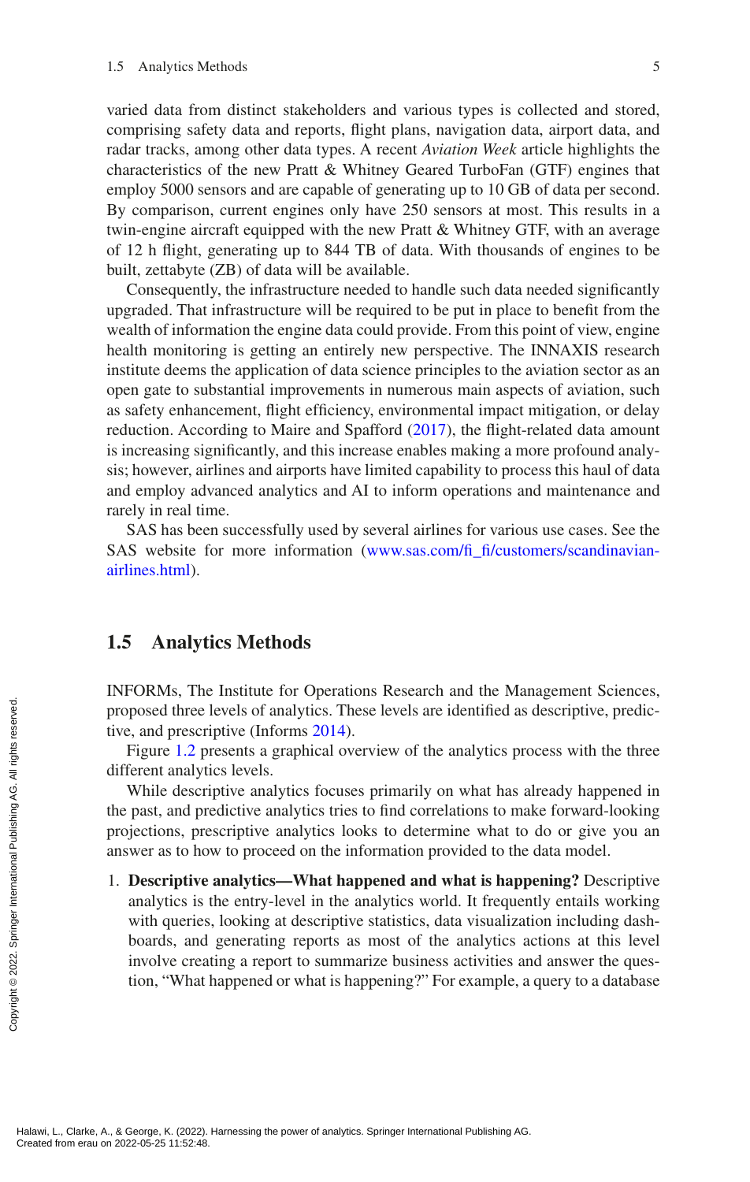varied data from distinct stakeholders and various types is collected and stored, comprising safety data and reports, flight plans, navigation data, airport data, and radar tracks, among other data types. A recent *Aviation Week* article highlights the characteristics of the new Pratt & Whitney Geared TurboFan (GTF) engines that employ 5000 sensors and are capable of generating up to 10 GB of data per second. By comparison, current engines only have 250 sensors at most. This results in a twin-engine aircraft equipped with the new Pratt & Whitney GTF, with an average of 12 h flight, generating up to 844 TB of data. With thousands of engines to be built, zettabyte (ZB) of data will be available.

Consequently, the infrastructure needed to handle such data needed significantly upgraded. That infrastructure will be required to be put in place to benefit from the wealth of information the engine data could provide. From this point of view, engine health monitoring is getting an entirely new perspective. The INNAXIS research institute deems the application of data science principles to the aviation sector as an open gate to substantial improvements in numerous main aspects of aviation, such as safety enhancement, flight efficiency, environmental impact mitigation, or delay reduction. According to Maire and Spafford (2017), the flight-related data amount is increasing significantly, and this increase enables making a more profound analysis; however, airlines and airports have limited capability to process this haul of data and employ advanced analytics and AI to inform operations and maintenance and rarely in real time.

SAS has been successfully used by several airlines for various use cases. See the SAS website for more information (www.sas.com/fi_fi/customers/scandinavian-airlines.html).

## 1.5 Analytics Methods

INFORMs, The Institute for Operations Research and the Management Sciences, proposed three levels of analytics. These levels are identified as descriptive, predictive, and prescriptive (Informs 2014).

Figure 1.2 presents a graphical overview of the analytics process with the three different analytics levels.

While descriptive analytics focuses primarily on what has already happened in the past, and predictive analytics tries to find correlations to make forward-looking projections, prescriptive analytics looks to determine what to do or give you an answer as to how to proceed on the information provided to the data model.

1. **Descriptive analytics—What happened and what is happening?** Descriptive analytics is the entry-level in the analytics world. It frequently entails working with queries, looking at descriptive statistics, data visualization including dashboards, and generating reports as most of the analytics actions at this level involve creating a report to summarize business activities and answer the question, "What happened or what is happening?" For example, a query to a database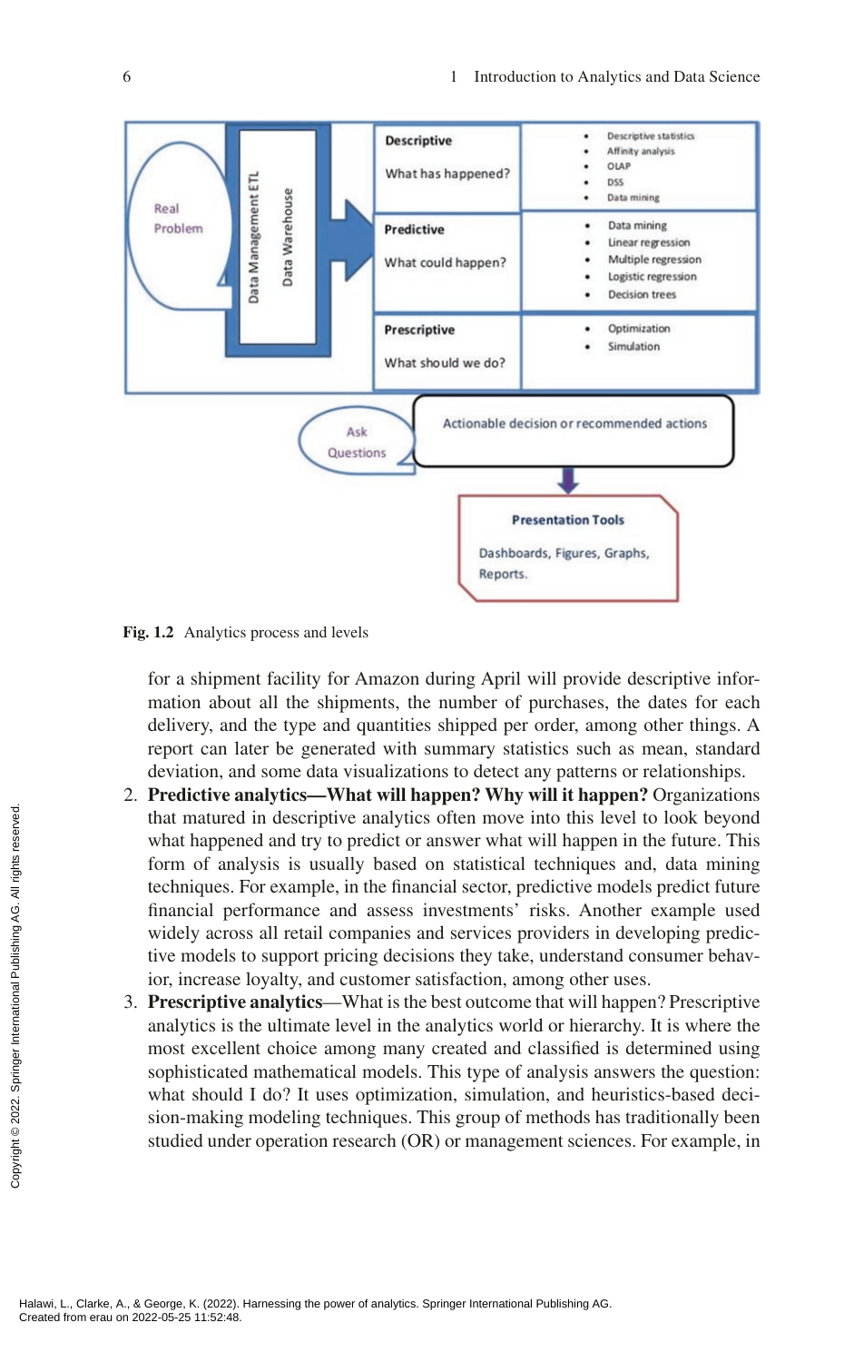Fig. 1.2 Analytics process and levels

for a shipment facility for Amazon during April will provide descriptive information about all the shipments, the number of purchases, the dates for each delivery, and the type and quantities shipped per order, among other things. A report can later be generated with summary statistics such as mean, standard deviation, and some data visualizations to detect any patterns or relationships.

2. **Predictive analytics—What will happen? Why will it happen?** Organizations that matured in descriptive analytics often move into this level to look beyond what happened and try to predict or answer what will happen in the future. This form of analysis is usually based on statistical techniques and, data mining techniques. For example, in the financial sector, predictive models predict future financial performance and assess investments' risks. Another example used widely across all retail companies and services providers in developing predictive models to support pricing decisions they take, understand consumer behavior, increase loyalty, and customer satisfaction, among other uses.
3. **Prescriptive analytics**—What is the best outcome that will happen? Prescriptive analytics is the ultimate level in the analytics world or hierarchy. It is where the most excellent choice among many created and classified is determined using sophisticated mathematical models. This type of analysis answers the question: what should I do? It uses optimization, simulation, and heuristics-based decision-making modeling techniques. This group of methods has traditionally been studied under operation research (OR) or management sciences. For example, in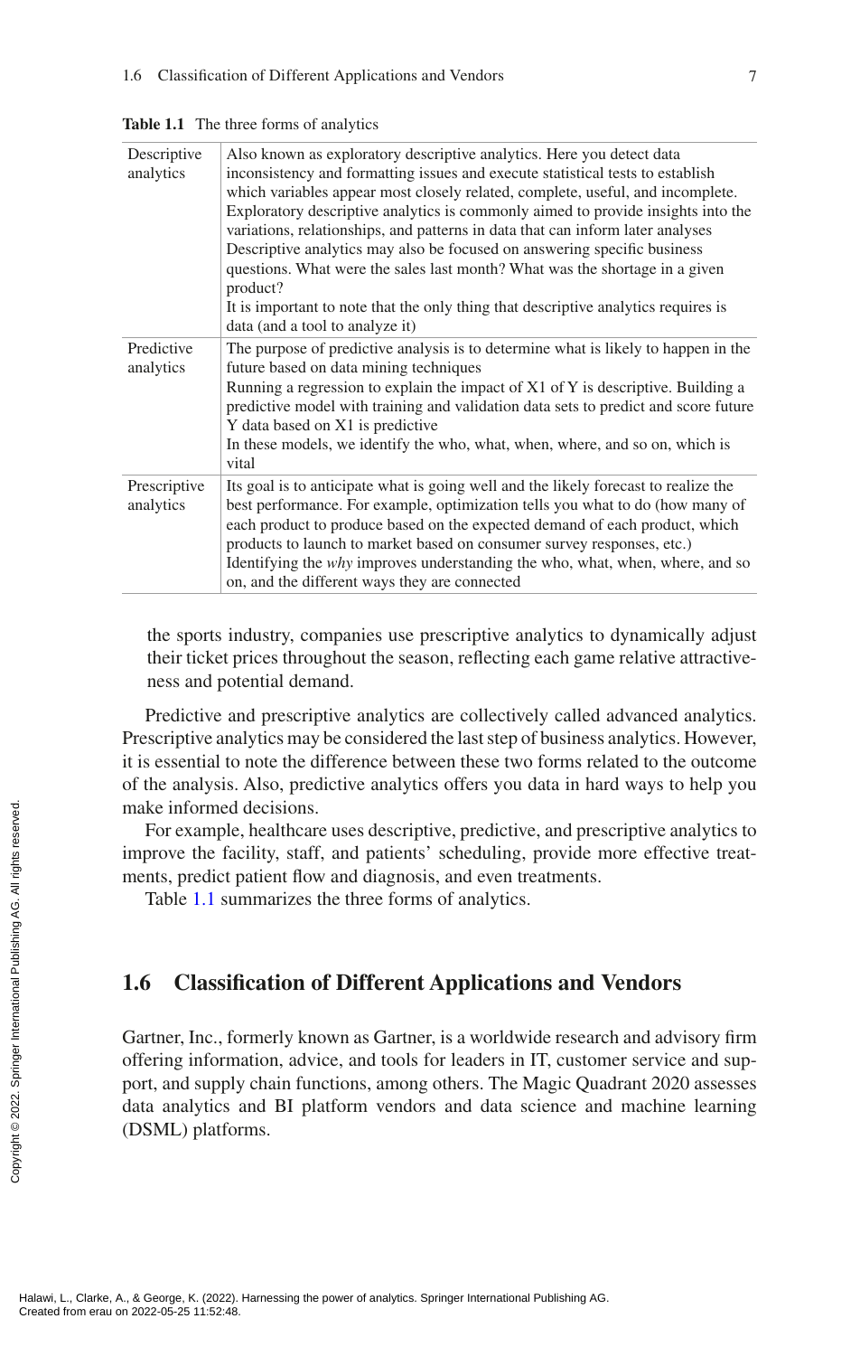**Table 1.1** The three forms of analytics

| | |
|---|---|
| Descriptive analytics | Also known as exploratory descriptive analytics. Here you detect data inconsistency and formatting issues and execute statistical tests to establish which variables appear most closely related, complete, useful, and incomplete. Exploratory descriptive analytics is commonly aimed to provide insights into the variations, relationships, and patterns in data that can inform later analyses<br>Descriptive analytics may also be focused on answering specific business questions. What were the sales last month? What was the shortage in a given product?<br>It is important to note that the only thing that descriptive analytics requires is data (and a tool to analyze it) |
| Predictive analytics | The purpose of predictive analysis is to determine what is likely to happen in the future based on data mining techniques<br>Running a regression to explain the impact of X1 of Y is descriptive. Building a predictive model with training and validation data sets to predict and score future Y data based on X1 is predictive<br>In these models, we identify the who, what, when, where, and so on, which is vital |
| Prescriptive analytics | Its goal is to anticipate what is going well and the likely forecast to realize the best performance. For example, optimization tells you what to do (how many of each product to produce based on the expected demand of each product, which products to launch to market based on consumer survey responses, etc.)<br>Identifying the *why* improves understanding the who, what, when, where, and so on, and the different ways they are connected |

the sports industry, companies use prescriptive analytics to dynamically adjust their ticket prices throughout the season, reflecting each game relative attractiveness and potential demand.

Predictive and prescriptive analytics are collectively called advanced analytics. Prescriptive analytics may be considered the last step of business analytics. However, it is essential to note the difference between these two forms related to the outcome of the analysis. Also, predictive analytics offers you data in hard ways to help you make informed decisions.

For example, healthcare uses descriptive, predictive, and prescriptive analytics to improve the facility, staff, and patients' scheduling, provide more effective treatments, predict patient flow and diagnosis, and even treatments.

Table 1.1 summarizes the three forms of analytics.

## 1.6 Classification of Different Applications and Vendors

Gartner, Inc., formerly known as Gartner, is a worldwide research and advisory firm offering information, advice, and tools for leaders in IT, customer service and support, and supply chain functions, among others. The Magic Quadrant 2020 assesses data analytics and BI platform vendors and data science and machine learning (DSML) platforms.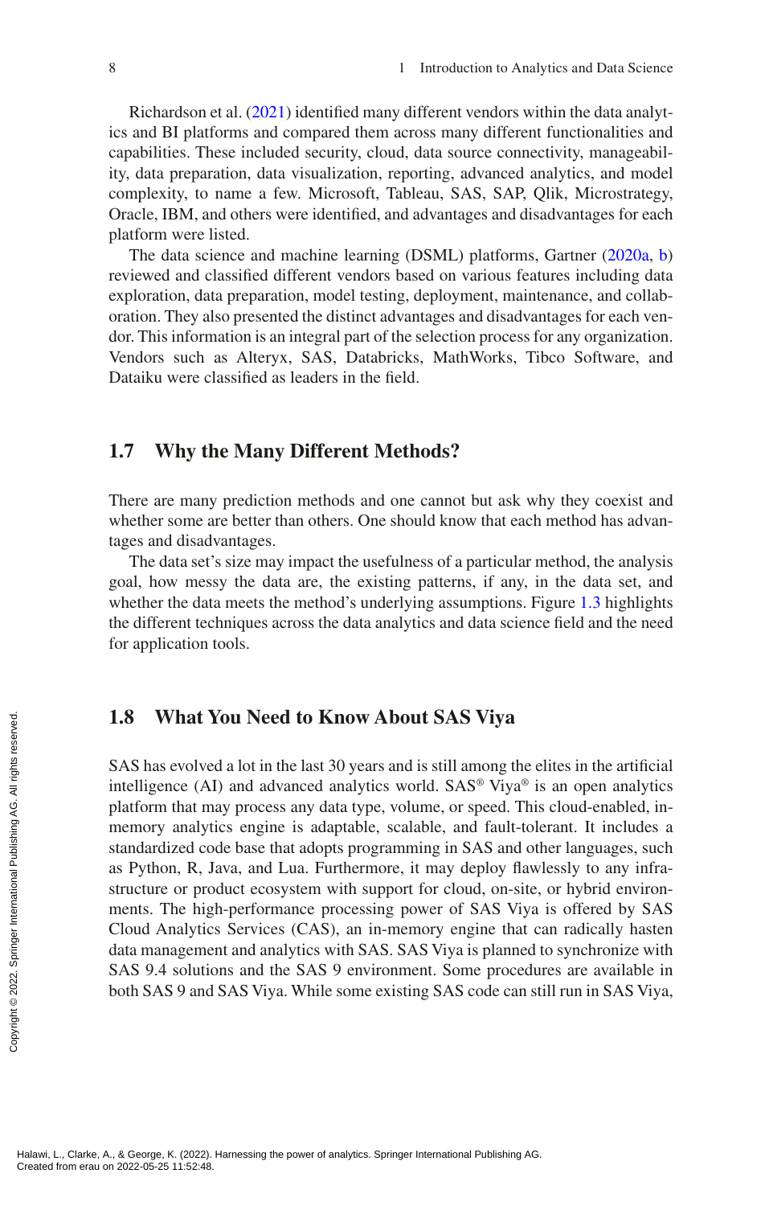Richardson et al. (2021) identified many different vendors within the data analytics and BI platforms and compared them across many different functionalities and capabilities. These included security, cloud, data source connectivity, manageability, data preparation, data visualization, reporting, advanced analytics, and model complexity, to name a few. Microsoft, Tableau, SAS, SAP, Qlik, Microstrategy, Oracle, IBM, and others were identified, and advantages and disadvantages for each platform were listed.

The data science and machine learning (DSML) platforms, Gartner (2020a, b) reviewed and classified different vendors based on various features including data exploration, data preparation, model testing, deployment, maintenance, and collaboration. They also presented the distinct advantages and disadvantages for each vendor. This information is an integral part of the selection process for any organization. Vendors such as Alteryx, SAS, Databricks, MathWorks, Tibco Software, and Dataiku were classified as leaders in the field.

## 1.7 Why the Many Different Methods?

There are many prediction methods and one cannot but ask why they coexist and whether some are better than others. One should know that each method has advantages and disadvantages.

The data set's size may impact the usefulness of a particular method, the analysis goal, how messy the data are, the existing patterns, if any, in the data set, and whether the data meets the method's underlying assumptions. Figure 1.3 highlights the different techniques across the data analytics and data science field and the need for application tools.

## 1.8 What You Need to Know About SAS Viya

SAS has evolved a lot in the last 30 years and is still among the elites in the artificial intelligence (AI) and advanced analytics world. SAS® Viya® is an open analytics platform that may process any data type, volume, or speed. This cloud-enabled, in-memory analytics engine is adaptable, scalable, and fault-tolerant. It includes a standardized code base that adopts programming in SAS and other languages, such as Python, R, Java, and Lua. Furthermore, it may deploy flawlessly to any infrastructure or product ecosystem with support for cloud, on-site, or hybrid environments. The high-performance processing power of SAS Viya is offered by SAS Cloud Analytics Services (CAS), an in-memory engine that can radically hasten data management and analytics with SAS. SAS Viya is planned to synchronize with SAS 9.4 solutions and the SAS 9 environment. Some procedures are available in both SAS 9 and SAS Viya. While some existing SAS code can still run in SAS Viya,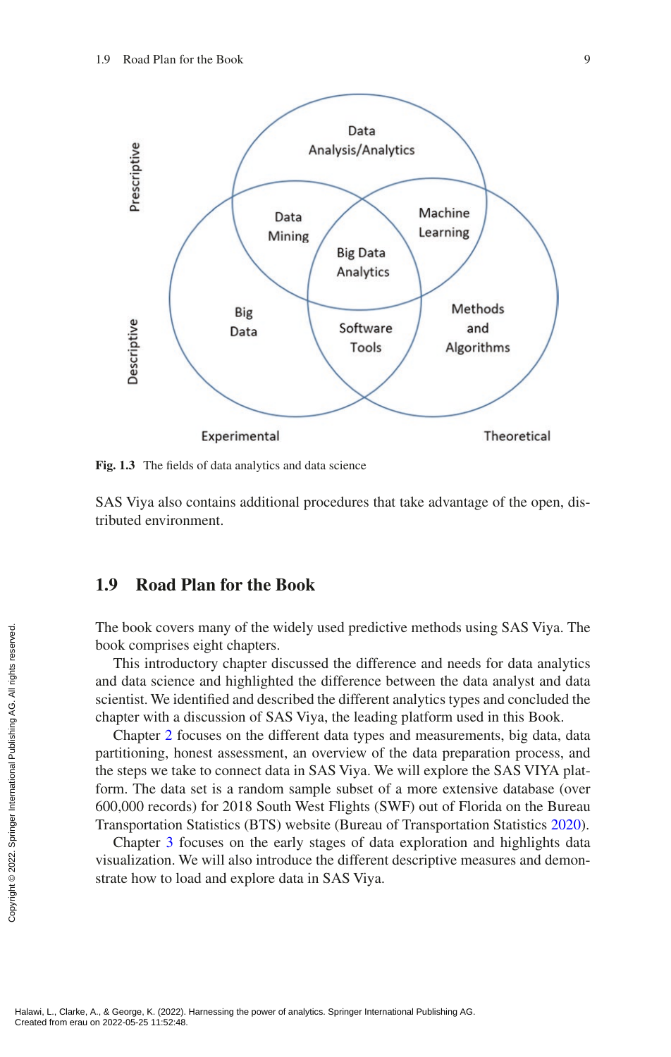Fig. 1.3 The fields of data analytics and data science

SAS Viya also contains additional procedures that take advantage of the open, distributed environment.

## 1.9 Road Plan for the Book

The book covers many of the widely used predictive methods using SAS Viya. The book comprises eight chapters.

This introductory chapter discussed the difference and needs for data analytics and data science and highlighted the difference between the data analyst and data scientist. We identified and described the different analytics types and concluded the chapter with a discussion of SAS Viya, the leading platform used in this Book.

Chapter 2 focuses on the different data types and measurements, big data, data partitioning, honest assessment, an overview of the data preparation process, and the steps we take to connect data in SAS Viya. We will explore the SAS VIYA platform. The data set is a random sample subset of a more extensive database (over 600,000 records) for 2018 South West Flights (SWF) out of Florida on the Bureau Transportation Statistics (BTS) website (Bureau of Transportation Statistics 2020).

Chapter 3 focuses on the early stages of data exploration and highlights data visualization. We will also introduce the different descriptive measures and demonstrate how to load and explore data in SAS Viya.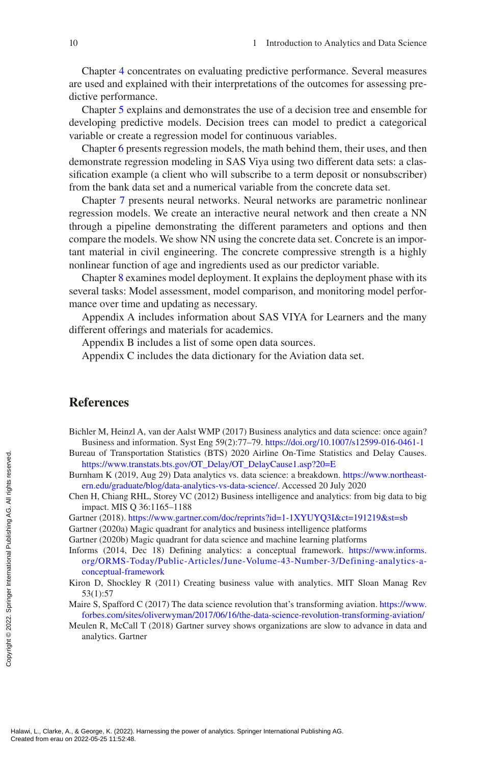Chapter 4 concentrates on evaluating predictive performance. Several measures are used and explained with their interpretations of the outcomes for assessing predictive performance.

Chapter 5 explains and demonstrates the use of a decision tree and ensemble for developing predictive models. Decision trees can model to predict a categorical variable or create a regression model for continuous variables.

Chapter 6 presents regression models, the math behind them, their uses, and then demonstrate regression modeling in SAS Viya using two different data sets: a classification example (a client who will subscribe to a term deposit or nonsubscriber) from the bank data set and a numerical variable from the concrete data set.

Chapter 7 presents neural networks. Neural networks are parametric nonlinear regression models. We create an interactive neural network and then create a NN through a pipeline demonstrating the different parameters and options and then compare the models. We show NN using the concrete data set. Concrete is an important material in civil engineering. The concrete compressive strength is a highly nonlinear function of age and ingredients used as our predictor variable.

Chapter 8 examines model deployment. It explains the deployment phase with its several tasks: Model assessment, model comparison, and monitoring model performance over time and updating as necessary.

Appendix A includes information about SAS VIYA for Learners and the many different offerings and materials for academics.

Appendix B includes a list of some open data sources.

Appendix C includes the data dictionary for the Aviation data set.

## References

Bichler M, Heinzl A, van der Aalst WMP (2017) Business analytics and data science: once again? Business and information. Syst Eng 59(2):77–79. https://doi.org/10.1007/s12599-016-0461-1

Bureau of Transportation Statistics (BTS) 2020 Airline On-Time Statistics and Delay Causes. https://www.transtats.bts.gov/OT_Delay/OT_DelayCause1.asp?20=E

Burnham K (2019, Aug 29) Data analytics vs. data science: a breakdown. https://www.northeastern.edu/graduate/blog/data-analytics-vs-data-science/. Accessed 20 July 2020

Chen H, Chiang RHL, Storey VC (2012) Business intelligence and analytics: from big data to big impact. MIS Q 36:1165–1188

Gartner (2018). https://www.gartner.com/doc/reprints?id=1-1XYUYQ3I&ct=191219&st=sb

Gartner (2020a) Magic quadrant for analytics and business intelligence platforms

Gartner (2020b) Magic quadrant for data science and machine learning platforms

Informs (2014, Dec 18) Defining analytics: a conceptual framework. https://www.informs.org/ORMS-Today/Public-Articles/June-Volume-43-Number-3/Defining-analytics-a-conceptual-framework

Kiron D, Shockley R (2011) Creating business value with analytics. MIT Sloan Manag Rev 53(1):57

Maire S, Spafford C (2017) The data science revolution that's transforming aviation. https://www.forbes.com/sites/oliverwyman/2017/06/16/the-data-science-revolution-transforming-aviation/

Meulen R, McCall T (2018) Gartner survey shows organizations are slow to advance in data and analytics. Gartner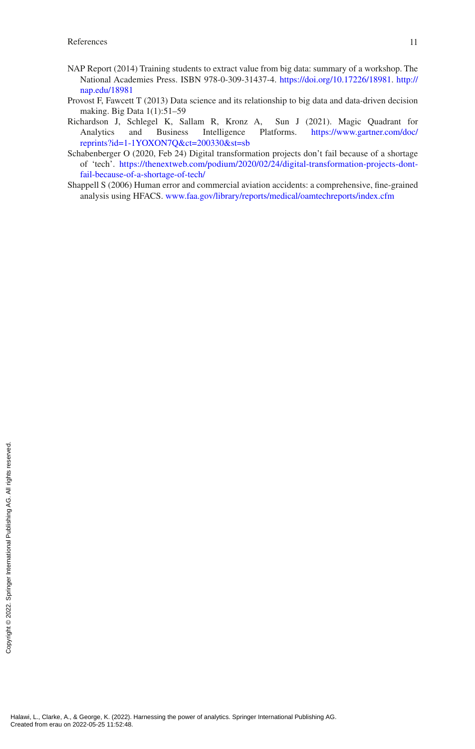NAP Report (2014) Training students to extract value from big data: summary of a workshop. The National Academies Press. ISBN 978-0-309-31437-4. https://doi.org/10.17226/18981. http://nap.edu/18981

Provost F, Fawcett T (2013) Data science and its relationship to big data and data-driven decision making. Big Data 1(1):51–59

Richardson J, Schlegel K, Sallam R, Kronz A, Sun J (2021). Magic Quadrant for Analytics and Business Intelligence Platforms. https://www.gartner.com/doc/reprints?id=1-1YOXON7Q&ct=200330&st=sb

Schabenberger O (2020, Feb 24) Digital transformation projects don't fail because of a shortage of 'tech'. https://thenextweb.com/podium/2020/02/24/digital-transformation-projects-dont-fail-because-of-a-shortage-of-tech/

Shappell S (2006) Human error and commercial aviation accidents: a comprehensive, fine-grained analysis using HFACS. www.faa.gov/library/reports/medical/oamtechreports/index.cfm